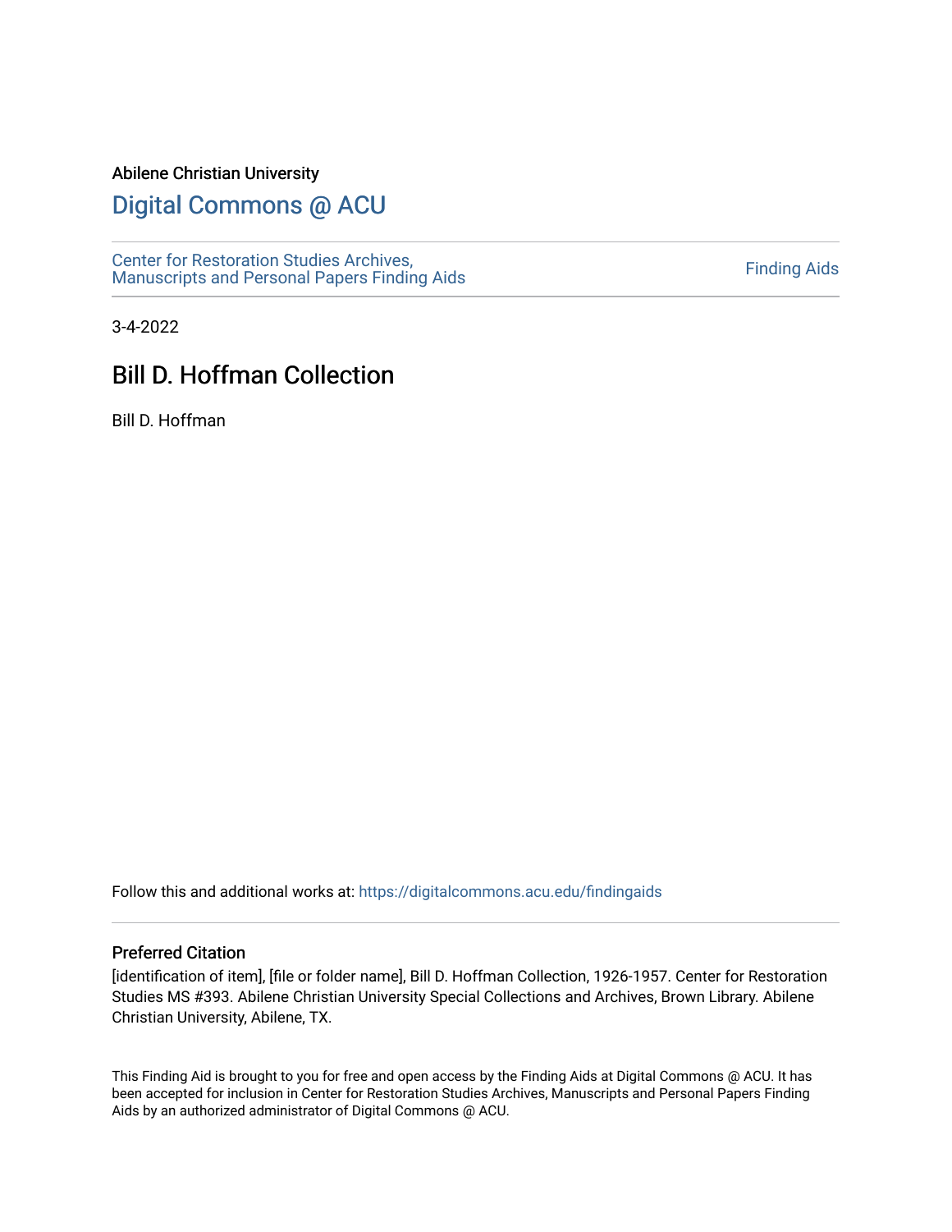Abilene Christian University

## Digital Commons @ ACU

Center for Restoration Studies Archives, Manuscripts and Personal Papers Finding Aids

Finding Aids

3-4-2022

# Bill D. Hoffman Collection

Bill D. Hoffman

Follow this and additional works at: https://digitalcommons.acu.edu/findingaids

### Preferred Citation

[identification of item], [file or folder name], Bill D. Hoffman Collection, 1926-1957. Center for Restoration Studies MS #393. Abilene Christian University Special Collections and Archives, Brown Library. Abilene Christian University, Abilene, TX.

This Finding Aid is brought to you for free and open access by the Finding Aids at Digital Commons @ ACU. It has been accepted for inclusion in Center for Restoration Studies Archives, Manuscripts and Personal Papers Finding Aids by an authorized administrator of Digital Commons @ ACU.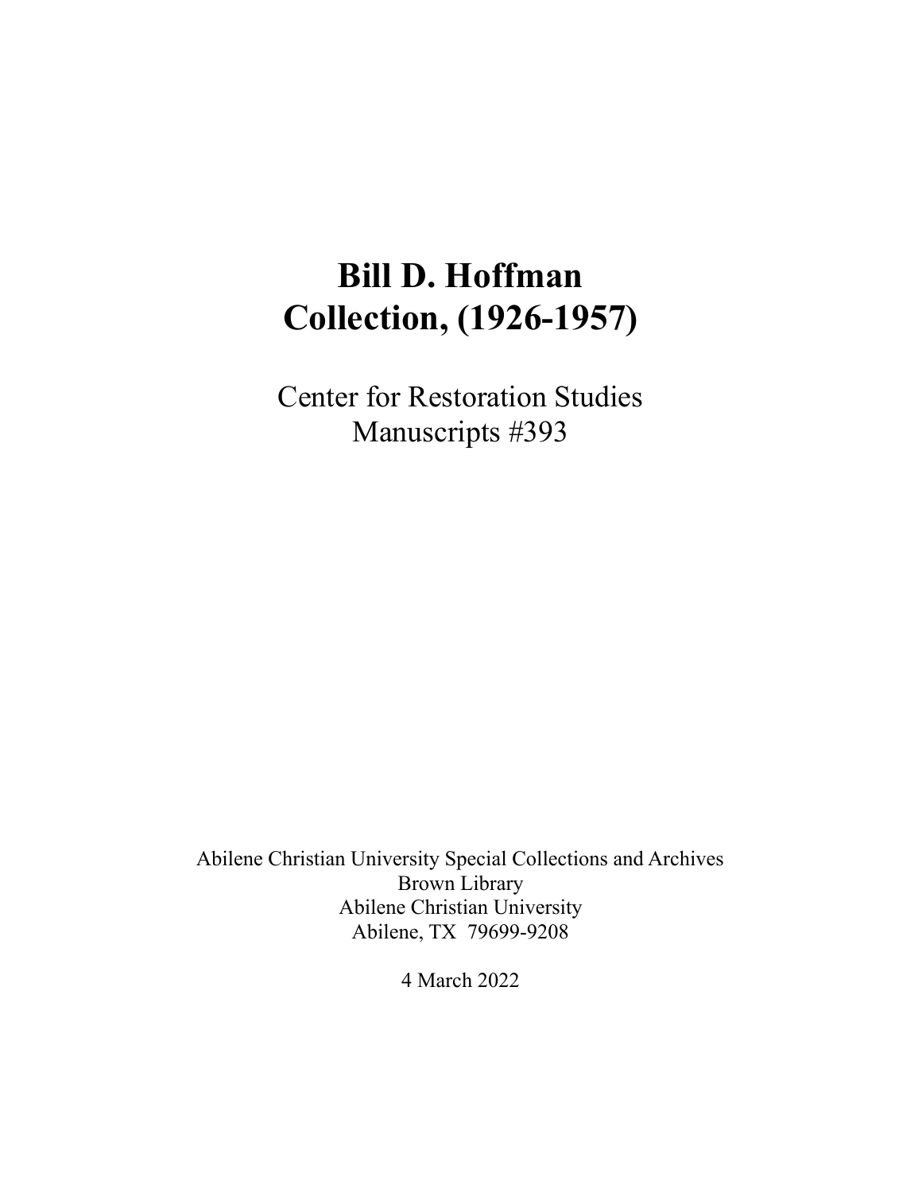# Bill D. Hoffman Collection, (1926-1957)

Center for Restoration Studies
Manuscripts #393

Abilene Christian University Special Collections and Archives
Brown Library
Abilene Christian University
Abilene, TX 79699-9208

4 March 2022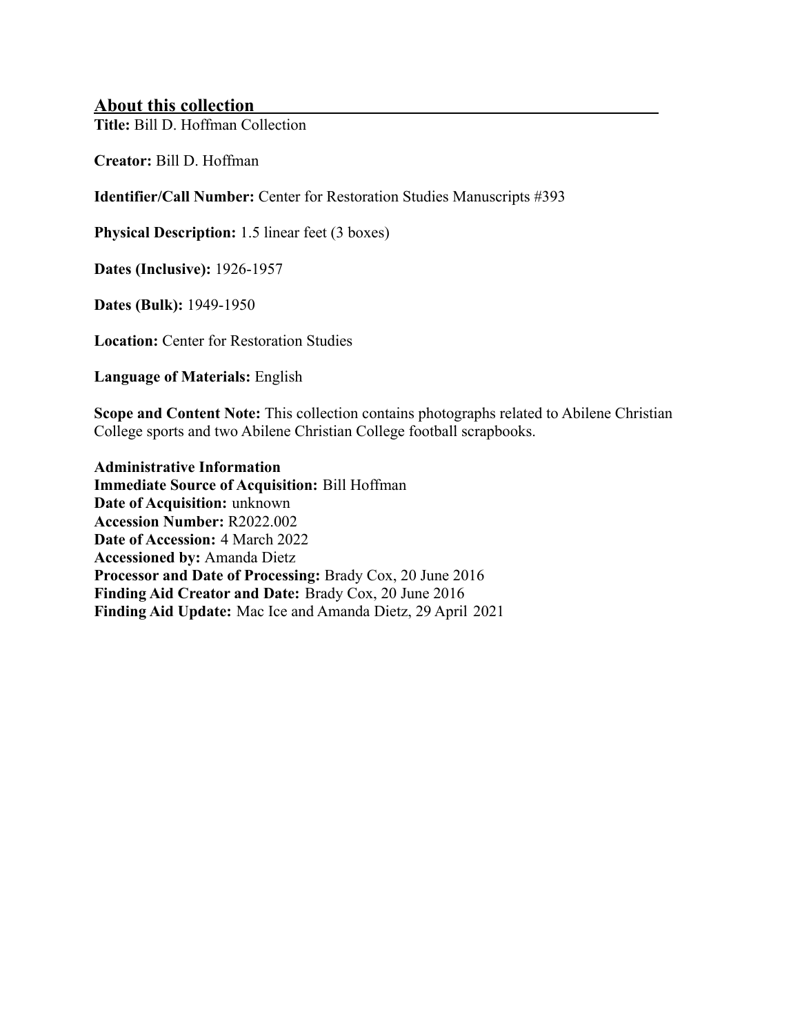## About this collection

**Title:** Bill D. Hoffman Collection

**Creator:** Bill D. Hoffman

**Identifier/Call Number:** Center for Restoration Studies Manuscripts #393

**Physical Description:** 1.5 linear feet (3 boxes)

**Dates (Inclusive):** 1926-1957

**Dates (Bulk):** 1949-1950

**Location:** Center for Restoration Studies

**Language of Materials:** English

**Scope and Content Note:** This collection contains photographs related to Abilene Christian College sports and two Abilene Christian College football scrapbooks.

**Administrative Information**
**Immediate Source of Acquisition:** Bill Hoffman
**Date of Acquisition:** unknown
**Accession Number:** R2022.002
**Date of Accession:** 4 March 2022
**Accessioned by:** Amanda Dietz
**Processor and Date of Processing:** Brady Cox, 20 June 2016
**Finding Aid Creator and Date:** Brady Cox, 20 June 2016
**Finding Aid Update:** Mac Ice and Amanda Dietz, 29 April 2021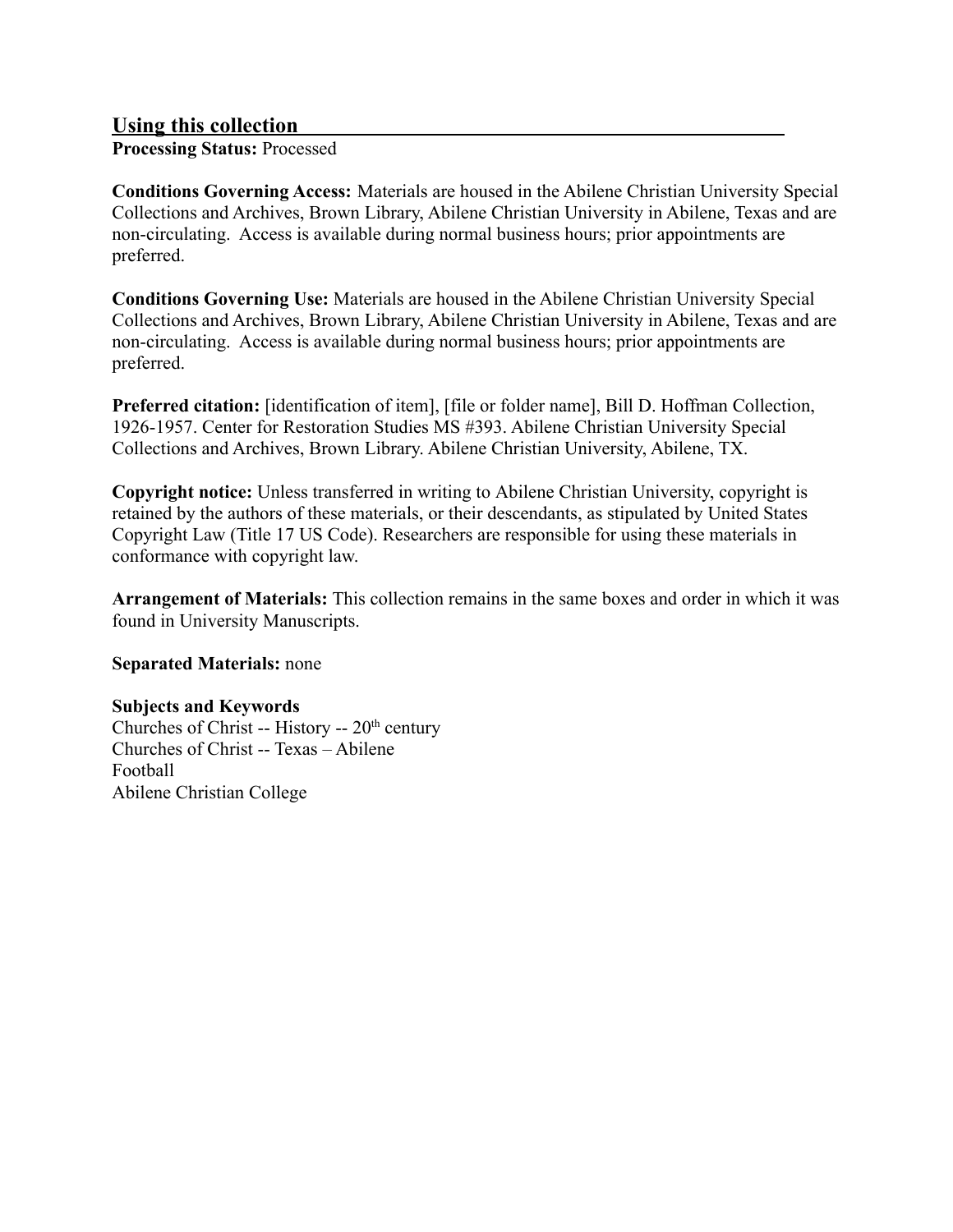## Using this collection

**Processing Status:** Processed

**Conditions Governing Access:** Materials are housed in the Abilene Christian University Special Collections and Archives, Brown Library, Abilene Christian University in Abilene, Texas and are non-circulating. Access is available during normal business hours; prior appointments are preferred.

**Conditions Governing Use:** Materials are housed in the Abilene Christian University Special Collections and Archives, Brown Library, Abilene Christian University in Abilene, Texas and are non-circulating. Access is available during normal business hours; prior appointments are preferred.

**Preferred citation:** [identification of item], [file or folder name], Bill D. Hoffman Collection, 1926-1957. Center for Restoration Studies MS #393. Abilene Christian University Special Collections and Archives, Brown Library. Abilene Christian University, Abilene, TX.

**Copyright notice:** Unless transferred in writing to Abilene Christian University, copyright is retained by the authors of these materials, or their descendants, as stipulated by United States Copyright Law (Title 17 US Code). Researchers are responsible for using these materials in conformance with copyright law.

**Arrangement of Materials:** This collection remains in the same boxes and order in which it was found in University Manuscripts.

**Separated Materials:** none

**Subjects and Keywords**

Churches of Christ -- History -- 20th century
Churches of Christ -- Texas – Abilene
Football
Abilene Christian College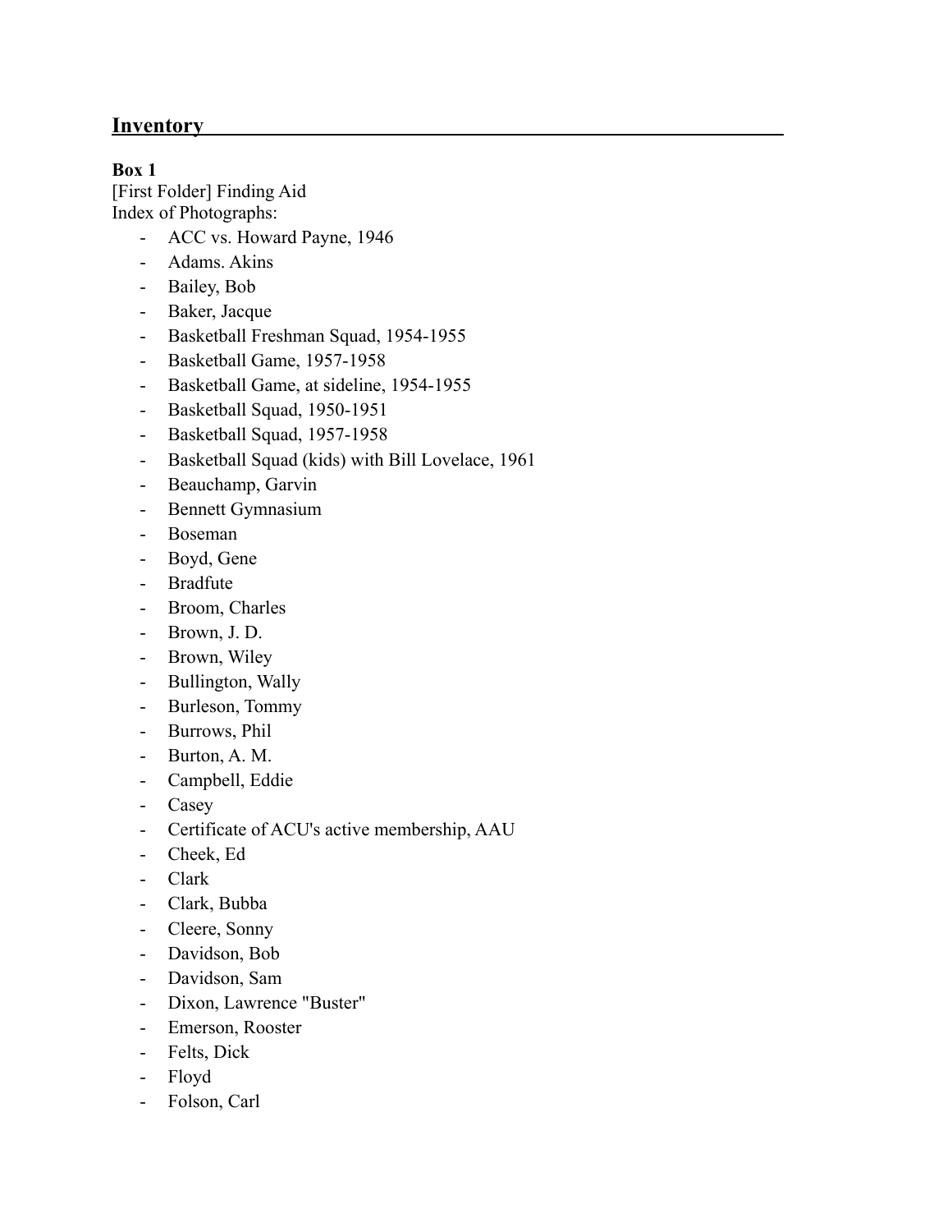## Inventory

**Box 1**

[First Folder] Finding Aid

Index of Photographs:

- ACC vs. Howard Payne, 1946
- Adams. Akins
- Bailey, Bob
- Baker, Jacque
- Basketball Freshman Squad, 1954-1955
- Basketball Game, 1957-1958
- Basketball Game, at sideline, 1954-1955
- Basketball Squad, 1950-1951
- Basketball Squad, 1957-1958
- Basketball Squad (kids) with Bill Lovelace, 1961
- Beauchamp, Garvin
- Bennett Gymnasium
- Boseman
- Boyd, Gene
- Bradfute
- Broom, Charles
- Brown, J. D.
- Brown, Wiley
- Bullington, Wally
- Burleson, Tommy
- Burrows, Phil
- Burton, A. M.
- Campbell, Eddie
- Casey
- Certificate of ACU's active membership, AAU
- Cheek, Ed
- Clark
- Clark, Bubba
- Cleere, Sonny
- Davidson, Bob
- Davidson, Sam
- Dixon, Lawrence "Buster"
- Emerson, Rooster
- Felts, Dick
- Floyd
- Folson, Carl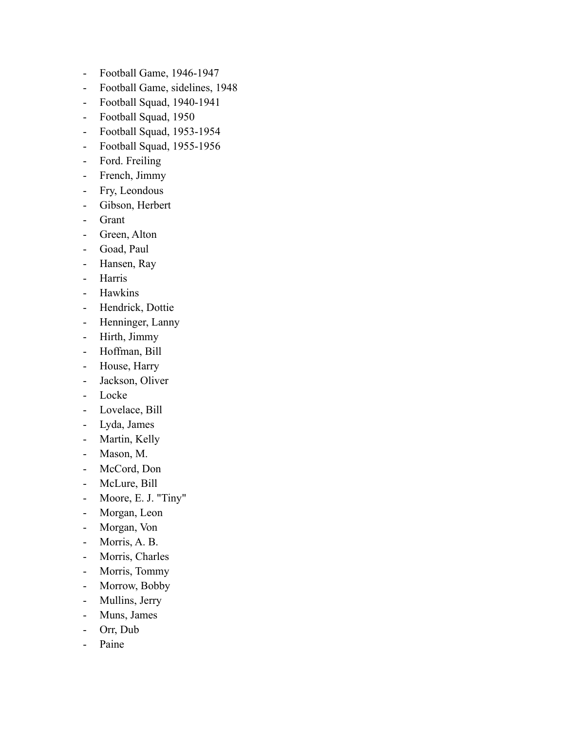- Football Game, 1946-1947
- Football Game, sidelines, 1948
- Football Squad, 1940-1941
- Football Squad, 1950
- Football Squad, 1953-1954
- Football Squad, 1955-1956
- Ford. Freiling
- French, Jimmy
- Fry, Leondous
- Gibson, Herbert
- Grant
- Green, Alton
- Goad, Paul
- Hansen, Ray
- Harris
- Hawkins
- Hendrick, Dottie
- Henninger, Lanny
- Hirth, Jimmy
- Hoffman, Bill
- House, Harry
- Jackson, Oliver
- Locke
- Lovelace, Bill
- Lyda, James
- Martin, Kelly
- Mason, M.
- McCord, Don
- McLure, Bill
- Moore, E. J. "Tiny"
- Morgan, Leon
- Morgan, Von
- Morris, A. B.
- Morris, Charles
- Morris, Tommy
- Morrow, Bobby
- Mullins, Jerry
- Muns, James
- Orr, Dub
- Paine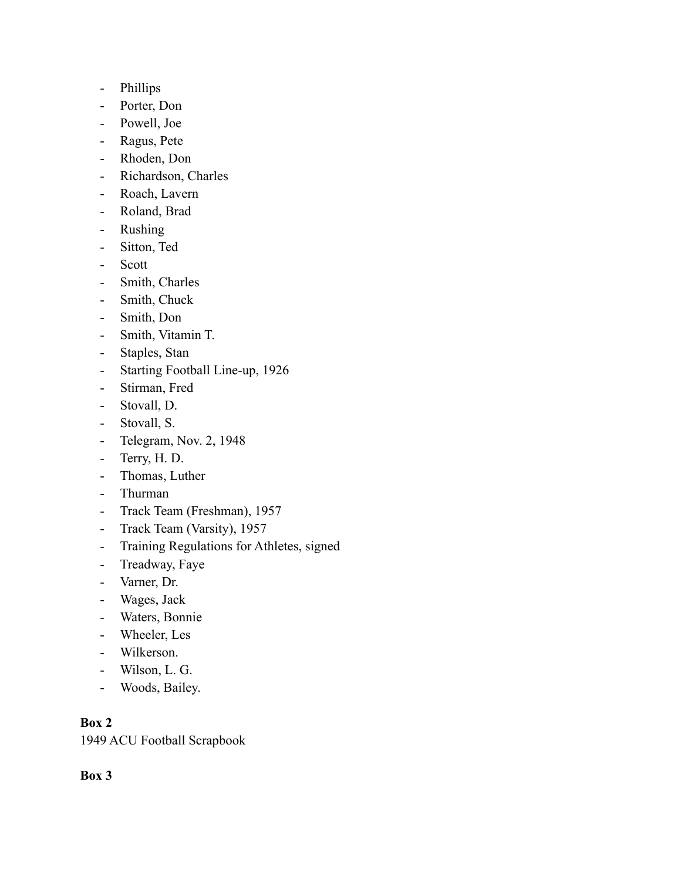- Phillips
- Porter, Don
- Powell, Joe
- Ragus, Pete
- Rhoden, Don
- Richardson, Charles
- Roach, Lavern
- Roland, Brad
- Rushing
- Sitton, Ted
- Scott
- Smith, Charles
- Smith, Chuck
- Smith, Don
- Smith, Vitamin T.
- Staples, Stan
- Starting Football Line-up, 1926
- Stirman, Fred
- Stovall, D.
- Stovall, S.
- Telegram, Nov. 2, 1948
- Terry, H. D.
- Thomas, Luther
- Thurman
- Track Team (Freshman), 1957
- Track Team (Varsity), 1957
- Training Regulations for Athletes, signed
- Treadway, Faye
- Varner, Dr.
- Wages, Jack
- Waters, Bonnie
- Wheeler, Les
- Wilkerson.
- Wilson, L. G.
- Woods, Bailey.

**Box 2**

1949 ACU Football Scrapbook

**Box 3**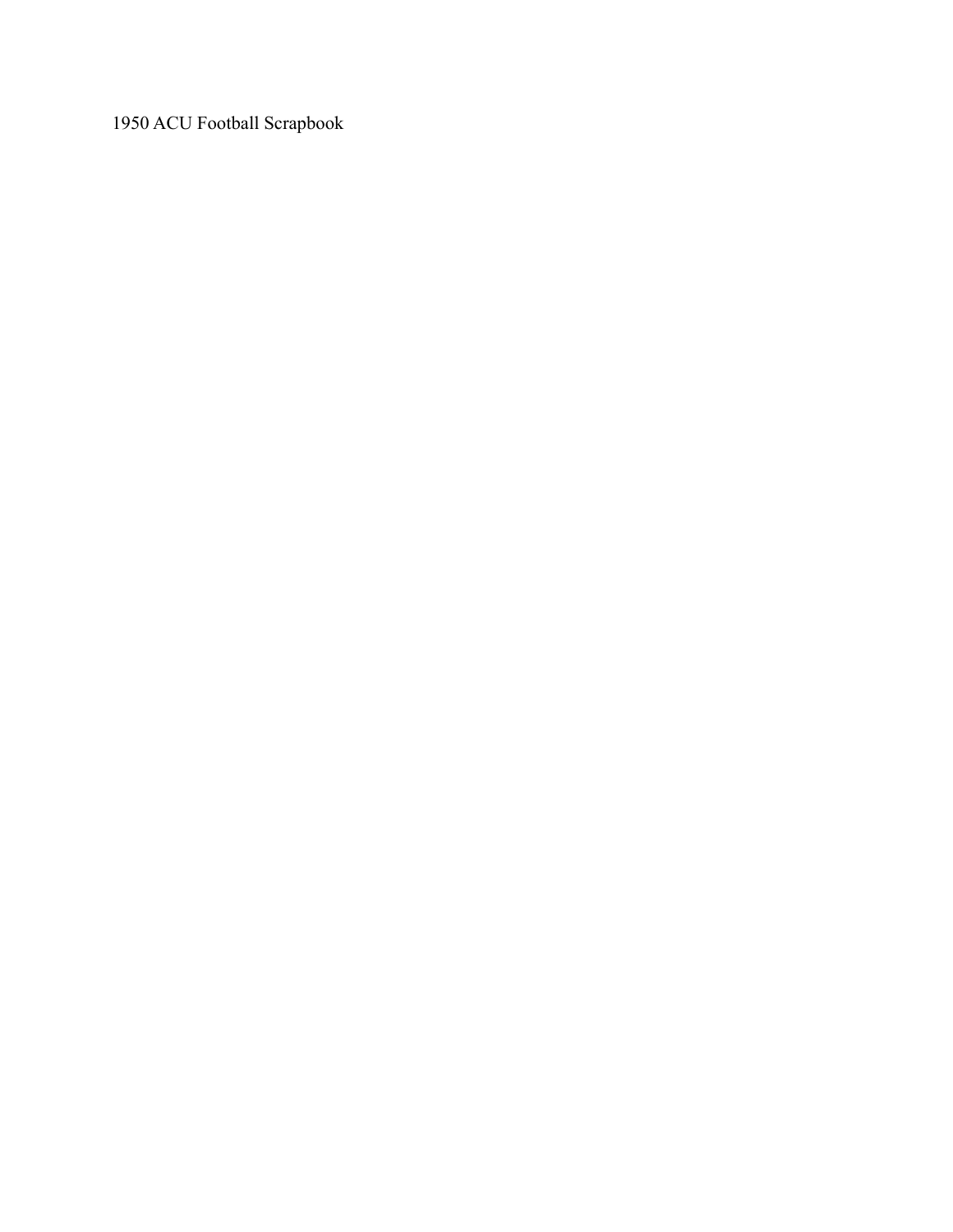1950 ACU Football Scrapbook